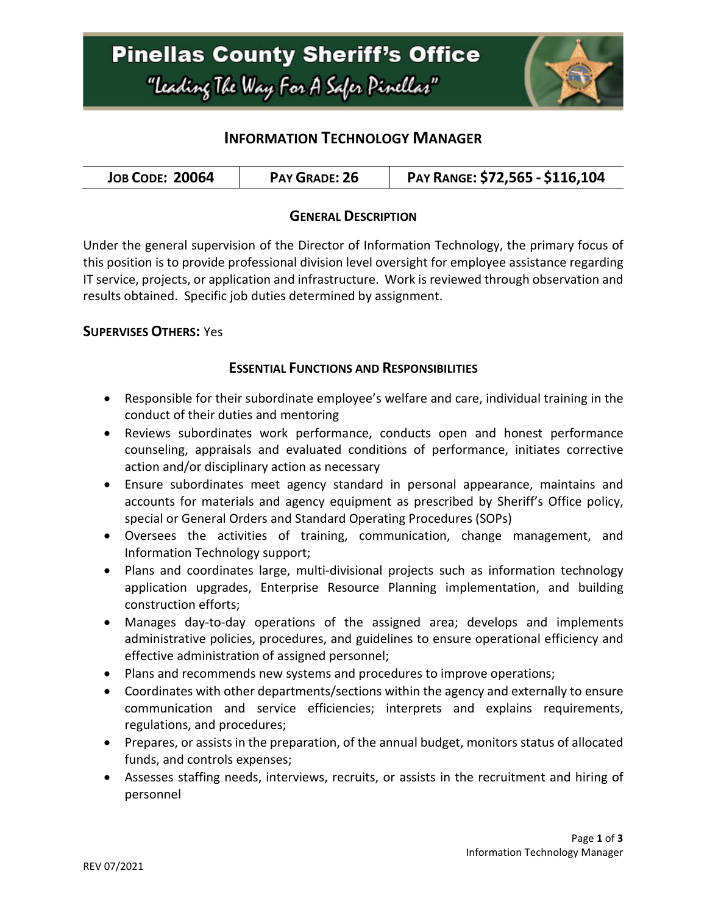# Pinellas County Sheriff's Office

*"Leading The Way For A Safer Pinellas"*

## INFORMATION TECHNOLOGY MANAGER

| JOB CODE: 20064 | PAY GRADE: 26 | PAY RANGE: $72,565 - $116,104 |
| --- | --- | --- |

### GENERAL DESCRIPTION

Under the general supervision of the Director of Information Technology, the primary focus of this position is to provide professional division level oversight for employee assistance regarding IT service, projects, or application and infrastructure. Work is reviewed through observation and results obtained. Specific job duties determined by assignment.

**SUPERVISES OTHERS:** Yes

### ESSENTIAL FUNCTIONS AND RESPONSIBILITIES

- Responsible for their subordinate employee's welfare and care, individual training in the conduct of their duties and mentoring
- Reviews subordinates work performance, conducts open and honest performance counseling, appraisals and evaluated conditions of performance, initiates corrective action and/or disciplinary action as necessary
- Ensure subordinates meet agency standard in personal appearance, maintains and accounts for materials and agency equipment as prescribed by Sheriff's Office policy, special or General Orders and Standard Operating Procedures (SOPs)
- Oversees the activities of training, communication, change management, and Information Technology support;
- Plans and coordinates large, multi-divisional projects such as information technology application upgrades, Enterprise Resource Planning implementation, and building construction efforts;
- Manages day-to-day operations of the assigned area; develops and implements administrative policies, procedures, and guidelines to ensure operational efficiency and effective administration of assigned personnel;
- Plans and recommends new systems and procedures to improve operations;
- Coordinates with other departments/sections within the agency and externally to ensure communication and service efficiencies; interprets and explains requirements, regulations, and procedures;
- Prepares, or assists in the preparation, of the annual budget, monitors status of allocated funds, and controls expenses;
- Assesses staffing needs, interviews, recruits, or assists in the recruitment and hiring of personnel

REV 07/2021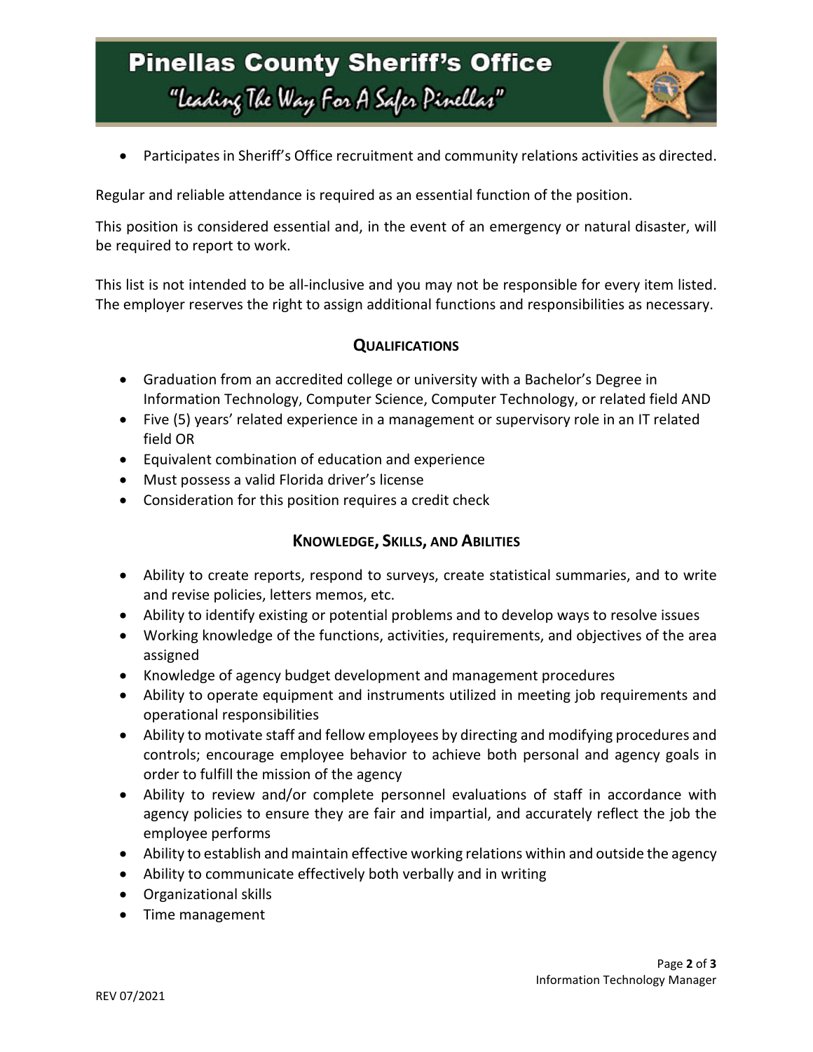- Participates in Sheriff's Office recruitment and community relations activities as directed.

Regular and reliable attendance is required as an essential function of the position.

This position is considered essential and, in the event of an emergency or natural disaster, will be required to report to work.

This list is not intended to be all-inclusive and you may not be responsible for every item listed. The employer reserves the right to assign additional functions and responsibilities as necessary.

## QUALIFICATIONS

- Graduation from an accredited college or university with a Bachelor's Degree in Information Technology, Computer Science, Computer Technology, or related field AND
- Five (5) years' related experience in a management or supervisory role in an IT related field OR
- Equivalent combination of education and experience
- Must possess a valid Florida driver's license
- Consideration for this position requires a credit check

## KNOWLEDGE, SKILLS, AND ABILITIES

- Ability to create reports, respond to surveys, create statistical summaries, and to write and revise policies, letters memos, etc.
- Ability to identify existing or potential problems and to develop ways to resolve issues
- Working knowledge of the functions, activities, requirements, and objectives of the area assigned
- Knowledge of agency budget development and management procedures
- Ability to operate equipment and instruments utilized in meeting job requirements and operational responsibilities
- Ability to motivate staff and fellow employees by directing and modifying procedures and controls; encourage employee behavior to achieve both personal and agency goals in order to fulfill the mission of the agency
- Ability to review and/or complete personnel evaluations of staff in accordance with agency policies to ensure they are fair and impartial, and accurately reflect the job the employee performs
- Ability to establish and maintain effective working relations within and outside the agency
- Ability to communicate effectively both verbally and in writing
- Organizational skills
- Time management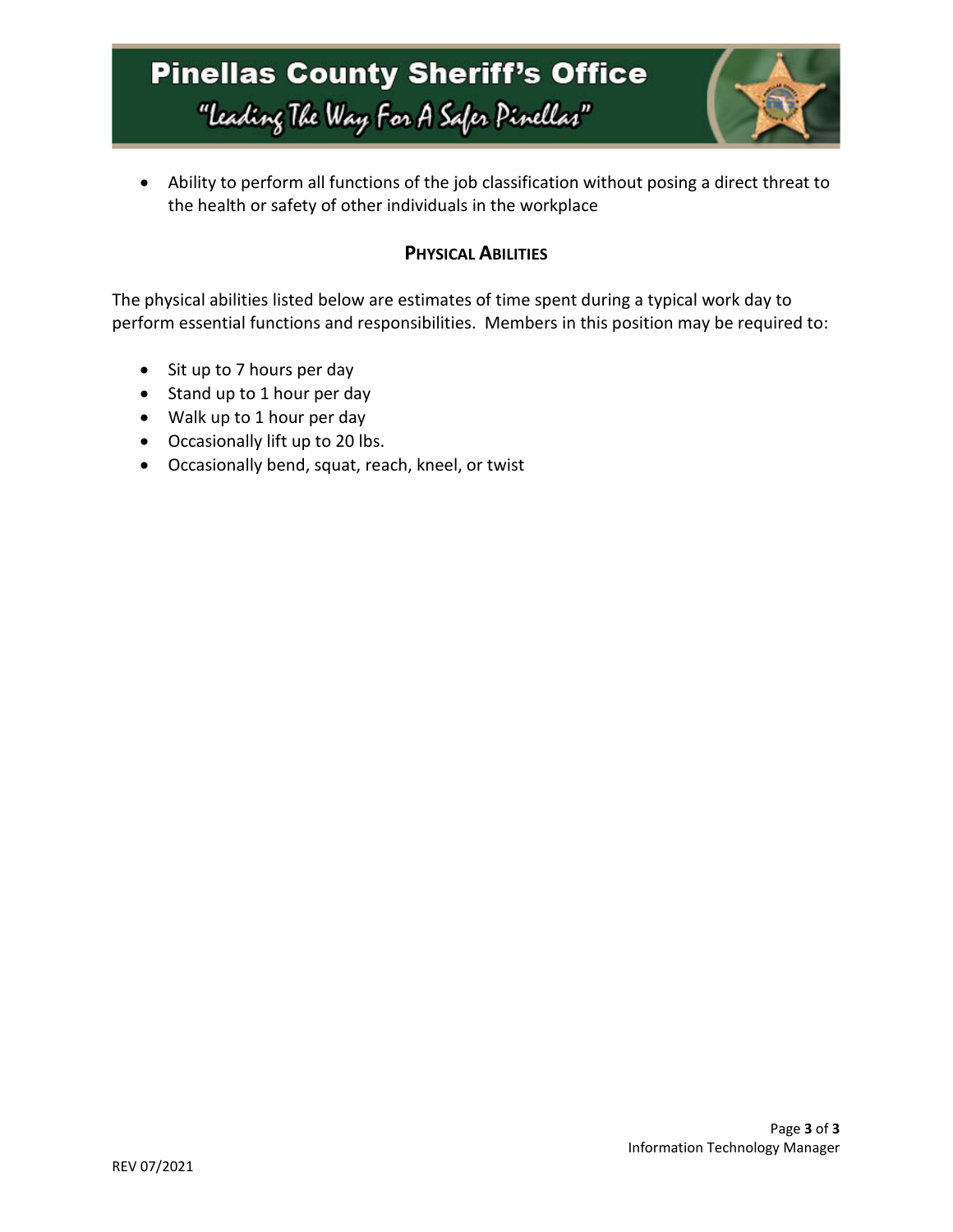- Ability to perform all functions of the job classification without posing a direct threat to the health or safety of other individuals in the workplace

## PHYSICAL ABILITIES

The physical abilities listed below are estimates of time spent during a typical work day to perform essential functions and responsibilities. Members in this position may be required to:

- Sit up to 7 hours per day
- Stand up to 1 hour per day
- Walk up to 1 hour per day
- Occasionally lift up to 20 lbs.
- Occasionally bend, squat, reach, kneel, or twist

REV 07/2021